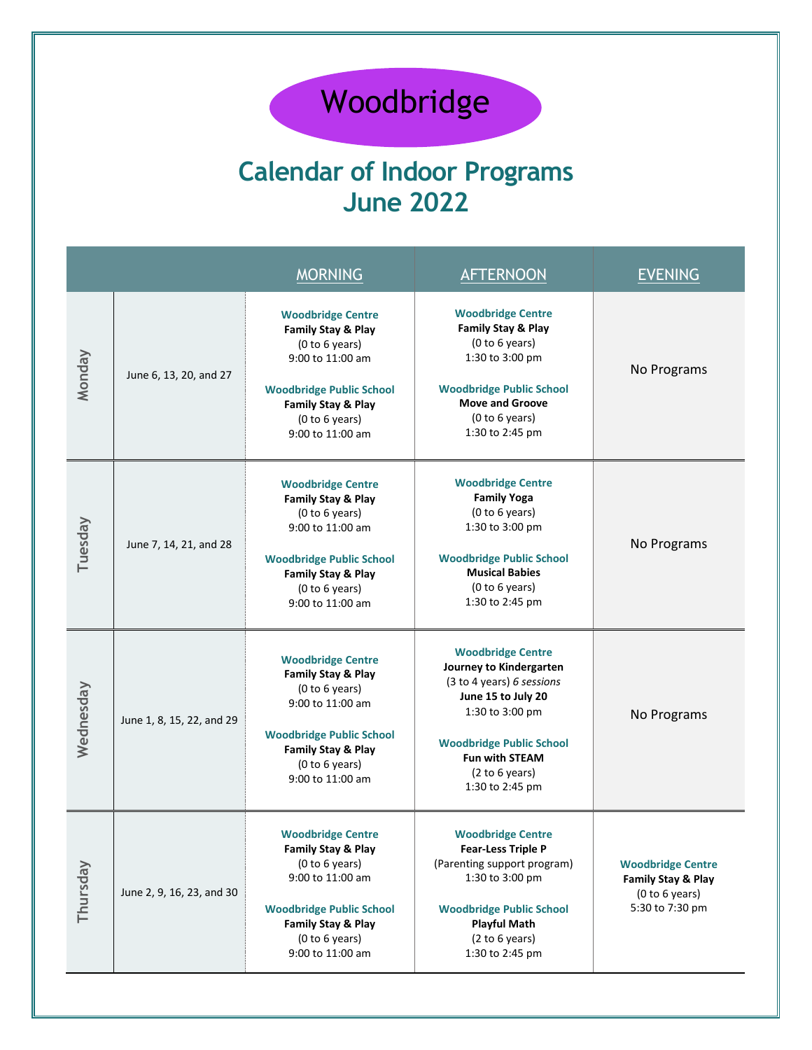# Woodbridge

## Calendar of Indoor Programs
## June 2022

| | | MORNING | AFTERNOON | EVENING |
|---|---|---|---|---|
| Monday | June 6, 13, 20, and 27 | **Woodbridge Centre**<br>**Family Stay & Play**<br>(0 to 6 years)<br>9:00 to 11:00 am<br><br>**Woodbridge Public School**<br>**Family Stay & Play**<br>(0 to 6 years)<br>9:00 to 11:00 am | **Woodbridge Centre**<br>**Family Stay & Play**<br>(0 to 6 years)<br>1:30 to 3:00 pm<br><br>**Woodbridge Public School**<br>**Move and Groove**<br>(0 to 6 years)<br>1:30 to 2:45 pm | No Programs |
| Tuesday | June 7, 14, 21, and 28 | **Woodbridge Centre**<br>**Family Stay & Play**<br>(0 to 6 years)<br>9:00 to 11:00 am<br><br>**Woodbridge Public School**<br>**Family Stay & Play**<br>(0 to 6 years)<br>9:00 to 11:00 am | **Woodbridge Centre**<br>**Family Yoga**<br>(0 to 6 years)<br>1:30 to 3:00 pm<br><br>**Woodbridge Public School**<br>**Musical Babies**<br>(0 to 6 years)<br>1:30 to 2:45 pm | No Programs |
| Wednesday | June 1, 8, 15, 22, and 29 | **Woodbridge Centre**<br>**Family Stay & Play**<br>(0 to 6 years)<br>9:00 to 11:00 am<br><br>**Woodbridge Public School**<br>**Family Stay & Play**<br>(0 to 6 years)<br>9:00 to 11:00 am | **Woodbridge Centre**<br>**Journey to Kindergarten**<br>(3 to 4 years) *6 sessions*<br>**June 15 to July 20**<br>1:30 to 3:00 pm<br><br>**Woodbridge Public School**<br>**Fun with STEAM**<br>(2 to 6 years)<br>1:30 to 2:45 pm | No Programs |
| Thursday | June 2, 9, 16, 23, and 30 | **Woodbridge Centre**<br>**Family Stay & Play**<br>(0 to 6 years)<br>9:00 to 11:00 am<br><br>**Woodbridge Public School**<br>**Family Stay & Play**<br>(0 to 6 years)<br>9:00 to 11:00 am | **Woodbridge Centre**<br>**Fear-Less Triple P**<br>(Parenting support program)<br>1:30 to 3:00 pm<br><br>**Woodbridge Public School**<br>**Playful Math**<br>(2 to 6 years)<br>1:30 to 2:45 pm | **Woodbridge Centre**<br>**Family Stay & Play**<br>(0 to 6 years)<br>5:30 to 7:30 pm |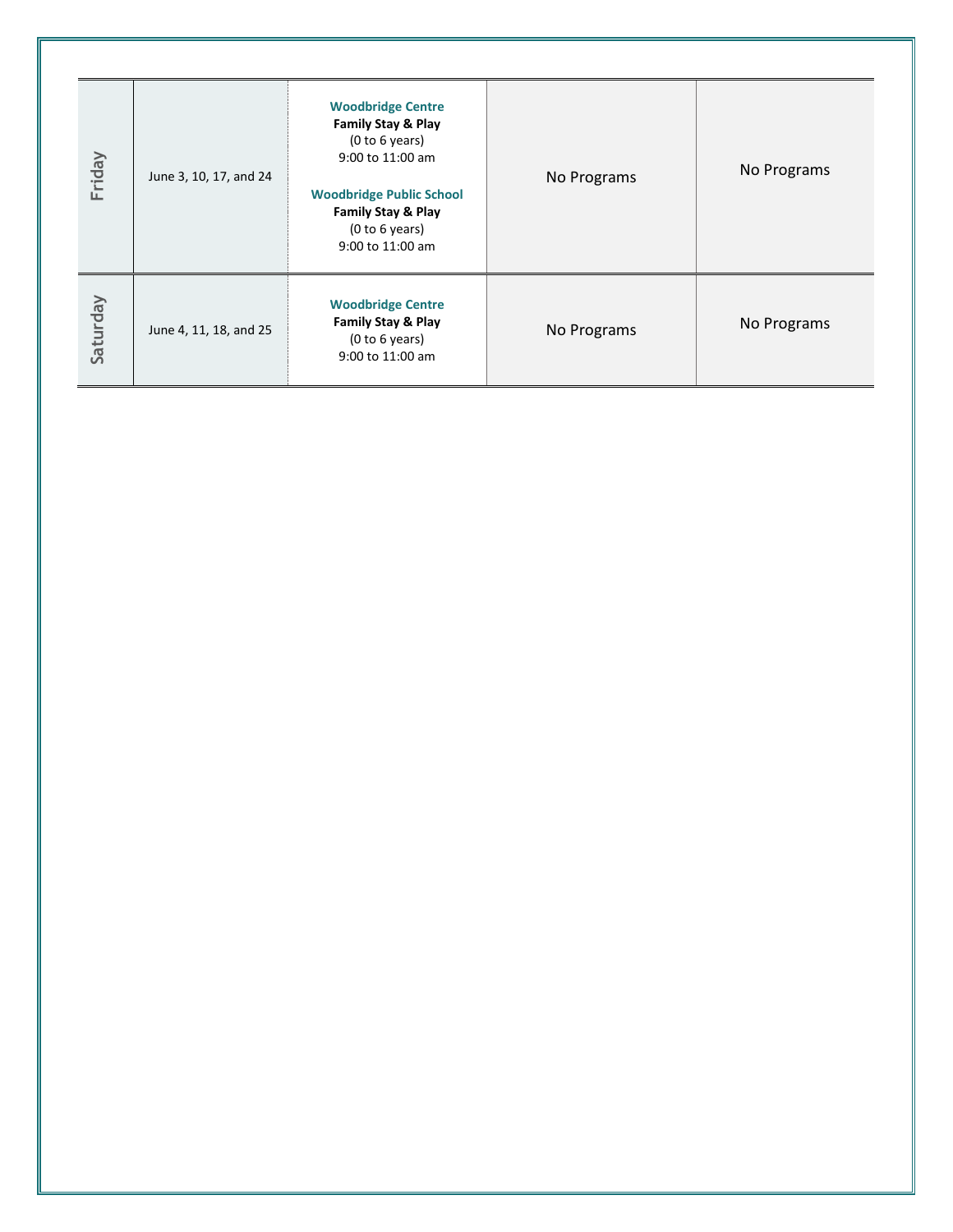| | | | | |
|---|---|---|---|---|
| Friday | June 3, 10, 17, and 24 | **Woodbridge Centre** **Family Stay & Play** (0 to 6 years) 9:00 to 11:00 am<br><br>**Woodbridge Public School** **Family Stay & Play** (0 to 6 years) 9:00 to 11:00 am | No Programs | No Programs |
| Saturday | June 4, 11, 18, and 25 | **Woodbridge Centre** **Family Stay & Play** (0 to 6 years) 9:00 to 11:00 am | No Programs | No Programs |